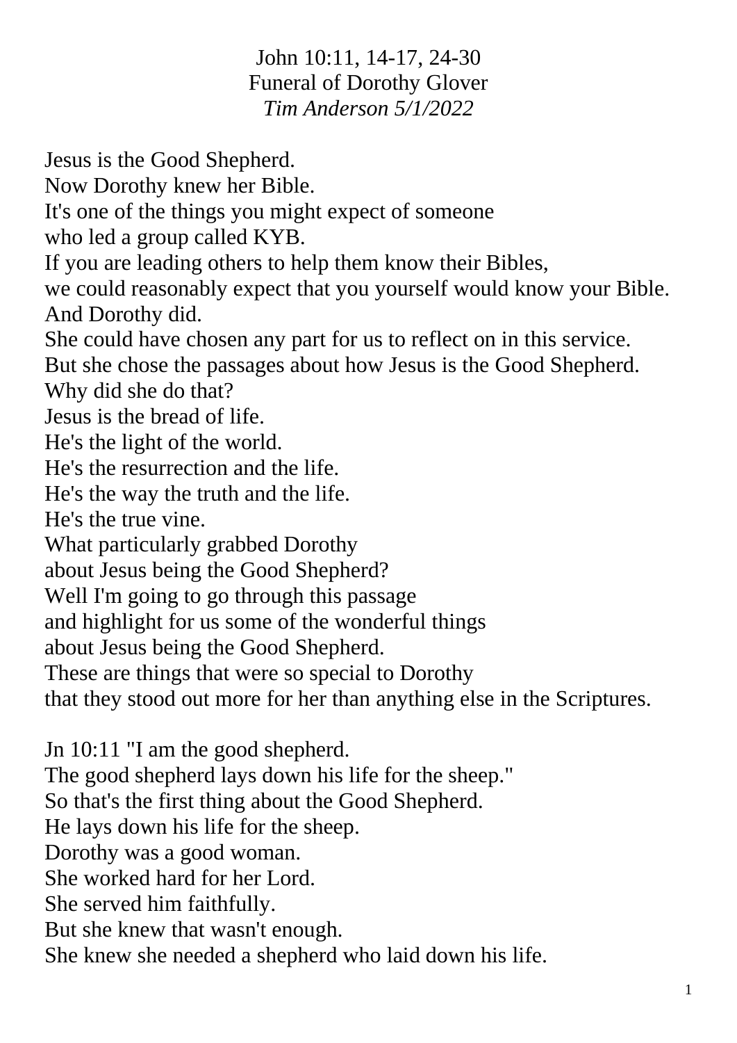John 10:11, 14-17, 24-30
Funeral of Dorothy Glover
*Tim Anderson 5/1/2022*

Jesus is the Good Shepherd.
Now Dorothy knew her Bible.
It's one of the things you might expect of someone
who led a group called KYB.
If you are leading others to help them know their Bibles,
we could reasonably expect that you yourself would know your Bible.
And Dorothy did.
She could have chosen any part for us to reflect on in this service.
But she chose the passages about how Jesus is the Good Shepherd.
Why did she do that?
Jesus is the bread of life.
He's the light of the world.
He's the resurrection and the life.
He's the way the truth and the life.
He's the true vine.
What particularly grabbed Dorothy
about Jesus being the Good Shepherd?
Well I'm going to go through this passage
and highlight for us some of the wonderful things
about Jesus being the Good Shepherd.
These are things that were so special to Dorothy
that they stood out more for her than anything else in the Scriptures.

Jn 10:11 "I am the good shepherd.
The good shepherd lays down his life for the sheep."
So that's the first thing about the Good Shepherd.
He lays down his life for the sheep.
Dorothy was a good woman.
She worked hard for her Lord.
She served him faithfully.
But she knew that wasn't enough.
She knew she needed a shepherd who laid down his life.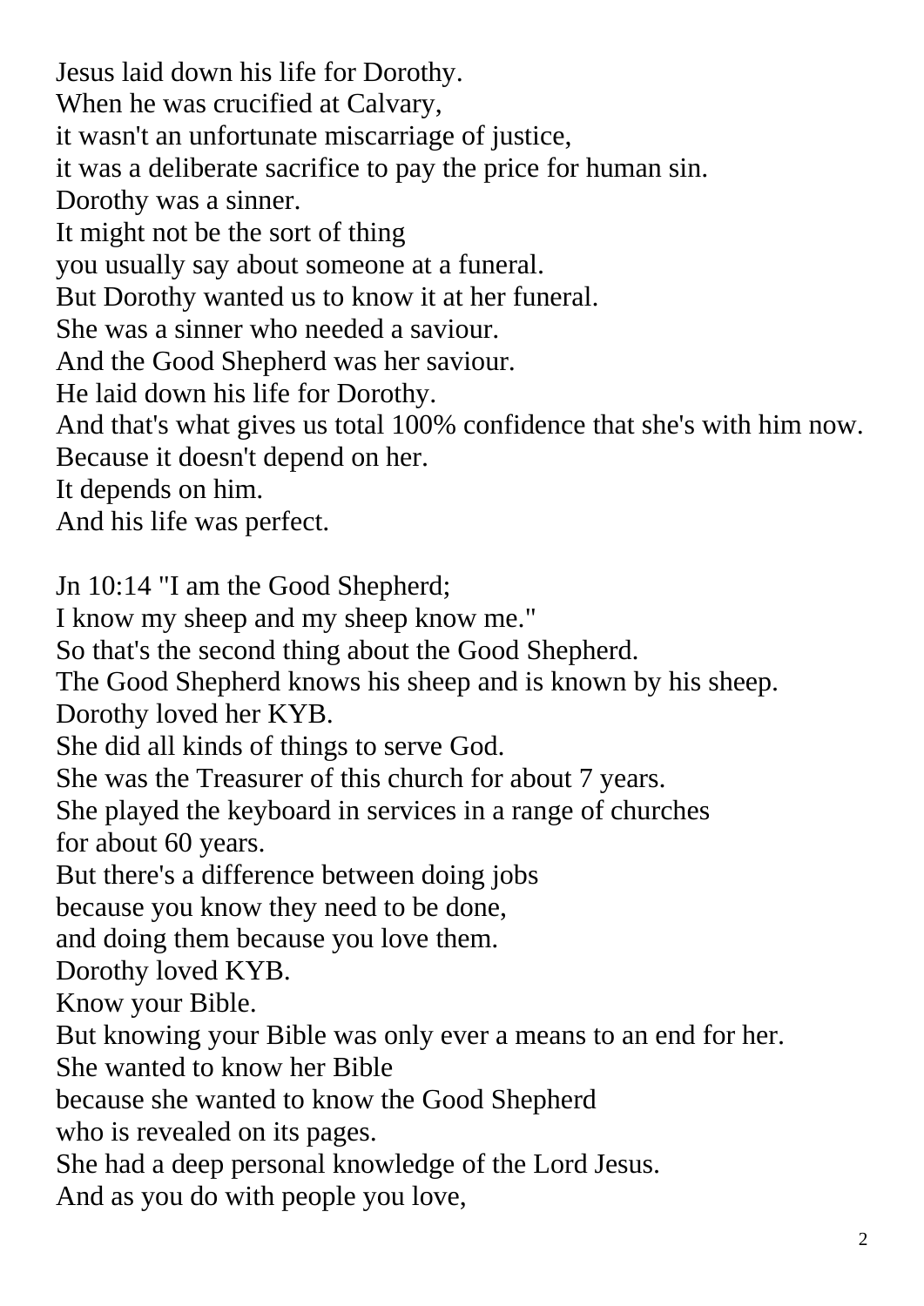Jesus laid down his life for Dorothy.
When he was crucified at Calvary,
it wasn't an unfortunate miscarriage of justice,
it was a deliberate sacrifice to pay the price for human sin.
Dorothy was a sinner.
It might not be the sort of thing
you usually say about someone at a funeral.
But Dorothy wanted us to know it at her funeral.
She was a sinner who needed a saviour.
And the Good Shepherd was her saviour.
He laid down his life for Dorothy.
And that's what gives us total 100% confidence that she's with him now.
Because it doesn't depend on her.
It depends on him.
And his life was perfect.

Jn 10:14 "I am the Good Shepherd;
I know my sheep and my sheep know me."
So that's the second thing about the Good Shepherd.
The Good Shepherd knows his sheep and is known by his sheep.
Dorothy loved her KYB.
She did all kinds of things to serve God.
She was the Treasurer of this church for about 7 years.
She played the keyboard in services in a range of churches
for about 60 years.
But there's a difference between doing jobs
because you know they need to be done,
and doing them because you love them.
Dorothy loved KYB.
Know your Bible.
But knowing your Bible was only ever a means to an end for her.
She wanted to know her Bible
because she wanted to know the Good Shepherd
who is revealed on its pages.
She had a deep personal knowledge of the Lord Jesus.
And as you do with people you love,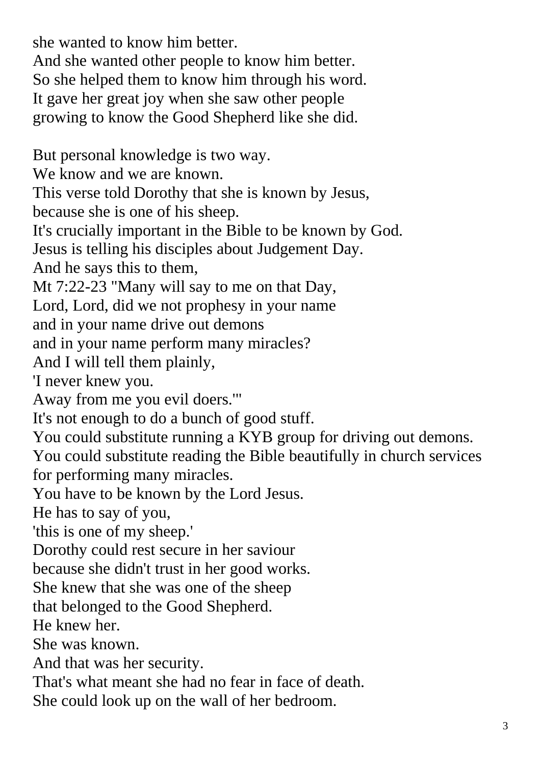she wanted to know him better.
And she wanted other people to know him better.
So she helped them to know him through his word.
It gave her great joy when she saw other people
growing to know the Good Shepherd like she did.

But personal knowledge is two way.
We know and we are known.
This verse told Dorothy that she is known by Jesus,
because she is one of his sheep.
It's crucially important in the Bible to be known by God.
Jesus is telling his disciples about Judgement Day.
And he says this to them,
Mt 7:22-23 "Many will say to me on that Day,
Lord, Lord, did we not prophesy in your name
and in your name drive out demons
and in your name perform many miracles?
And I will tell them plainly,
'I never knew you.
Away from me you evil doers.'"
It's not enough to do a bunch of good stuff.
You could substitute running a KYB group for driving out demons.
You could substitute reading the Bible beautifully in church services
for performing many miracles.
You have to be known by the Lord Jesus.
He has to say of you,
'this is one of my sheep.'
Dorothy could rest secure in her saviour
because she didn't trust in her good works.
She knew that she was one of the sheep
that belonged to the Good Shepherd.
He knew her.
She was known.
And that was her security.
That's what meant she had no fear in face of death.
She could look up on the wall of her bedroom.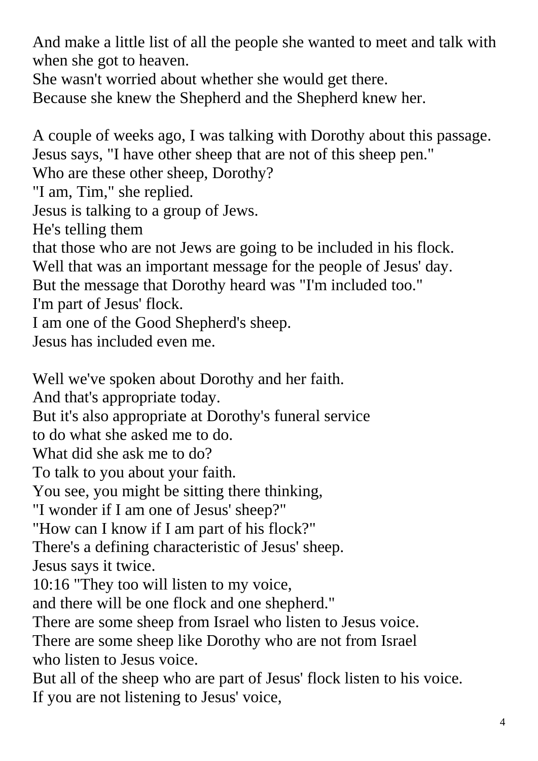And make a little list of all the people she wanted to meet and talk with when she got to heaven.
She wasn't worried about whether she would get there.
Because she knew the Shepherd and the Shepherd knew her.

A couple of weeks ago, I was talking with Dorothy about this passage.
Jesus says, "I have other sheep that are not of this sheep pen."
Who are these other sheep, Dorothy?
"I am, Tim," she replied.
Jesus is talking to a group of Jews.
He's telling them
that those who are not Jews are going to be included in his flock.
Well that was an important message for the people of Jesus' day.
But the message that Dorothy heard was "I'm included too."
I'm part of Jesus' flock.
I am one of the Good Shepherd's sheep.
Jesus has included even me.

Well we've spoken about Dorothy and her faith.
And that's appropriate today.
But it's also appropriate at Dorothy's funeral service
to do what she asked me to do.
What did she ask me to do?
To talk to you about your faith.
You see, you might be sitting there thinking,
"I wonder if I am one of Jesus' sheep?"
"How can I know if I am part of his flock?"
There's a defining characteristic of Jesus' sheep.
Jesus says it twice.
10:16 "They too will listen to my voice,
and there will be one flock and one shepherd."
There are some sheep from Israel who listen to Jesus voice.
There are some sheep like Dorothy who are not from Israel
who listen to Jesus voice.
But all of the sheep who are part of Jesus' flock listen to his voice.
If you are not listening to Jesus' voice,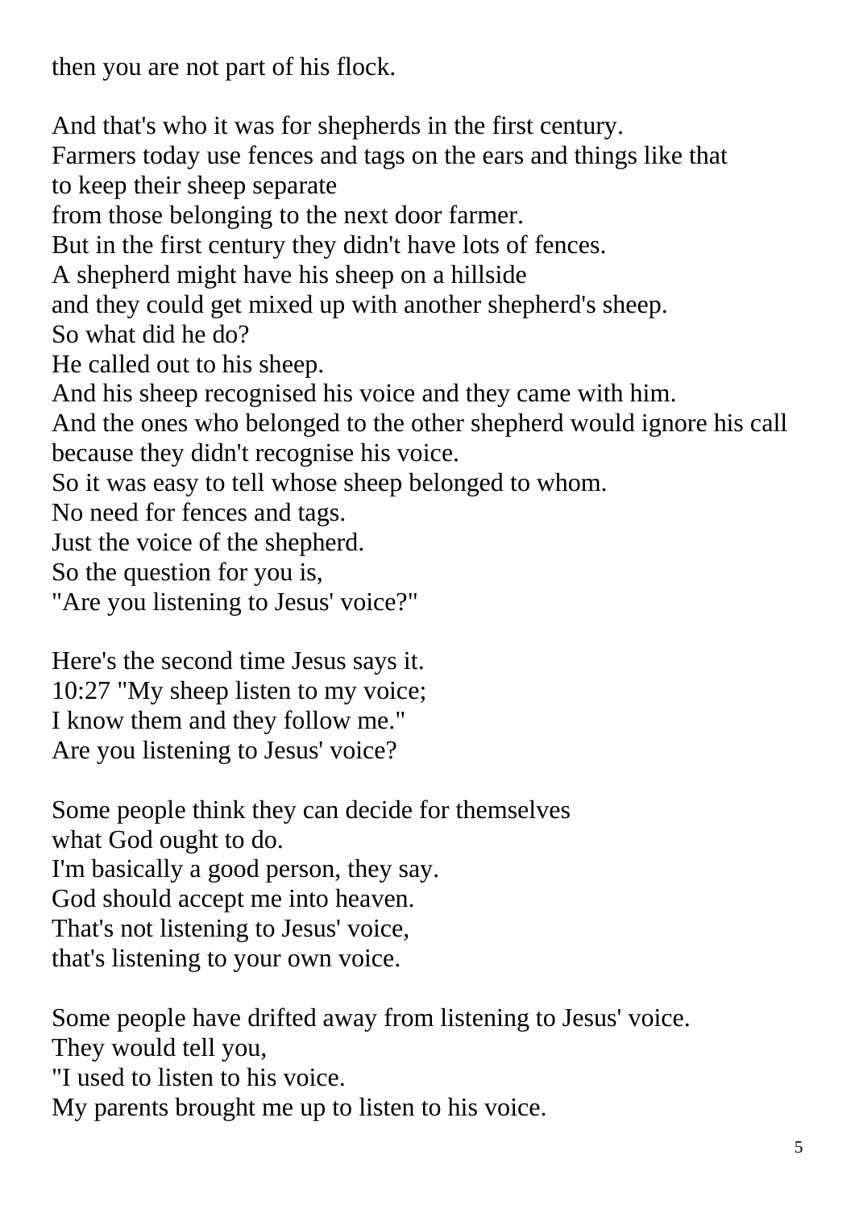then you are not part of his flock.

And that's who it was for shepherds in the first century.
Farmers today use fences and tags on the ears and things like that
to keep their sheep separate
from those belonging to the next door farmer.
But in the first century they didn't have lots of fences.
A shepherd might have his sheep on a hillside
and they could get mixed up with another shepherd's sheep.
So what did he do?
He called out to his sheep.
And his sheep recognised his voice and they came with him.
And the ones who belonged to the other shepherd would ignore his call
because they didn't recognise his voice.
So it was easy to tell whose sheep belonged to whom.
No need for fences and tags.
Just the voice of the shepherd.
So the question for you is,
"Are you listening to Jesus' voice?"

Here's the second time Jesus says it.
10:27 "My sheep listen to my voice;
I know them and they follow me."
Are you listening to Jesus' voice?

Some people think they can decide for themselves
what God ought to do.
I'm basically a good person, they say.
God should accept me into heaven.
That's not listening to Jesus' voice,
that's listening to your own voice.

Some people have drifted away from listening to Jesus' voice.
They would tell you,
"I used to listen to his voice.
My parents brought me up to listen to his voice.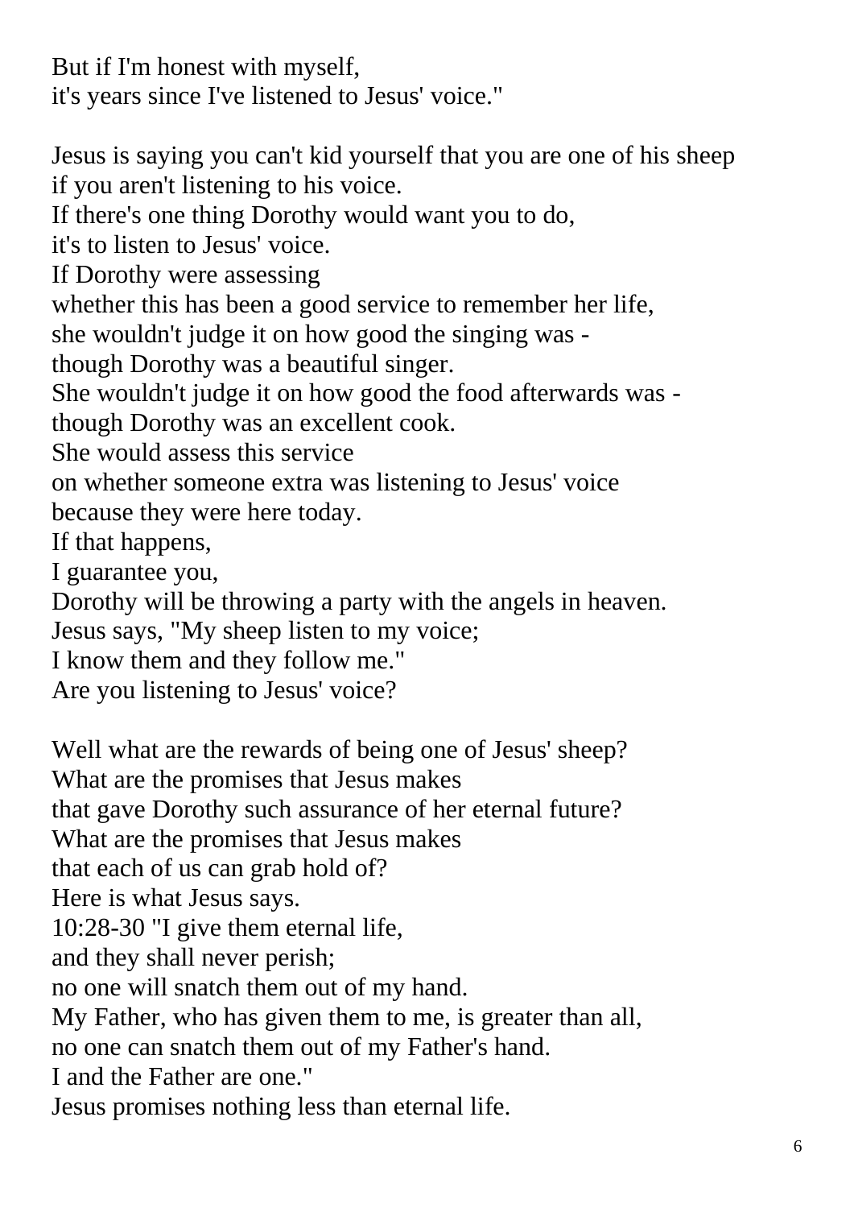But if I'm honest with myself,
it's years since I've listened to Jesus' voice."

Jesus is saying you can't kid yourself that you are one of his sheep
if you aren't listening to his voice.
If there's one thing Dorothy would want you to do,
it's to listen to Jesus' voice.
If Dorothy were assessing
whether this has been a good service to remember her life,
she wouldn't judge it on how good the singing was -
though Dorothy was a beautiful singer.
She wouldn't judge it on how good the food afterwards was -
though Dorothy was an excellent cook.
She would assess this service
on whether someone extra was listening to Jesus' voice
because they were here today.
If that happens,
I guarantee you,
Dorothy will be throwing a party with the angels in heaven.
Jesus says, "My sheep listen to my voice;
I know them and they follow me."
Are you listening to Jesus' voice?

Well what are the rewards of being one of Jesus' sheep?
What are the promises that Jesus makes
that gave Dorothy such assurance of her eternal future?
What are the promises that Jesus makes
that each of us can grab hold of?
Here is what Jesus says.
10:28-30 "I give them eternal life,
and they shall never perish;
no one will snatch them out of my hand.
My Father, who has given them to me, is greater than all,
no one can snatch them out of my Father's hand.
I and the Father are one."
Jesus promises nothing less than eternal life.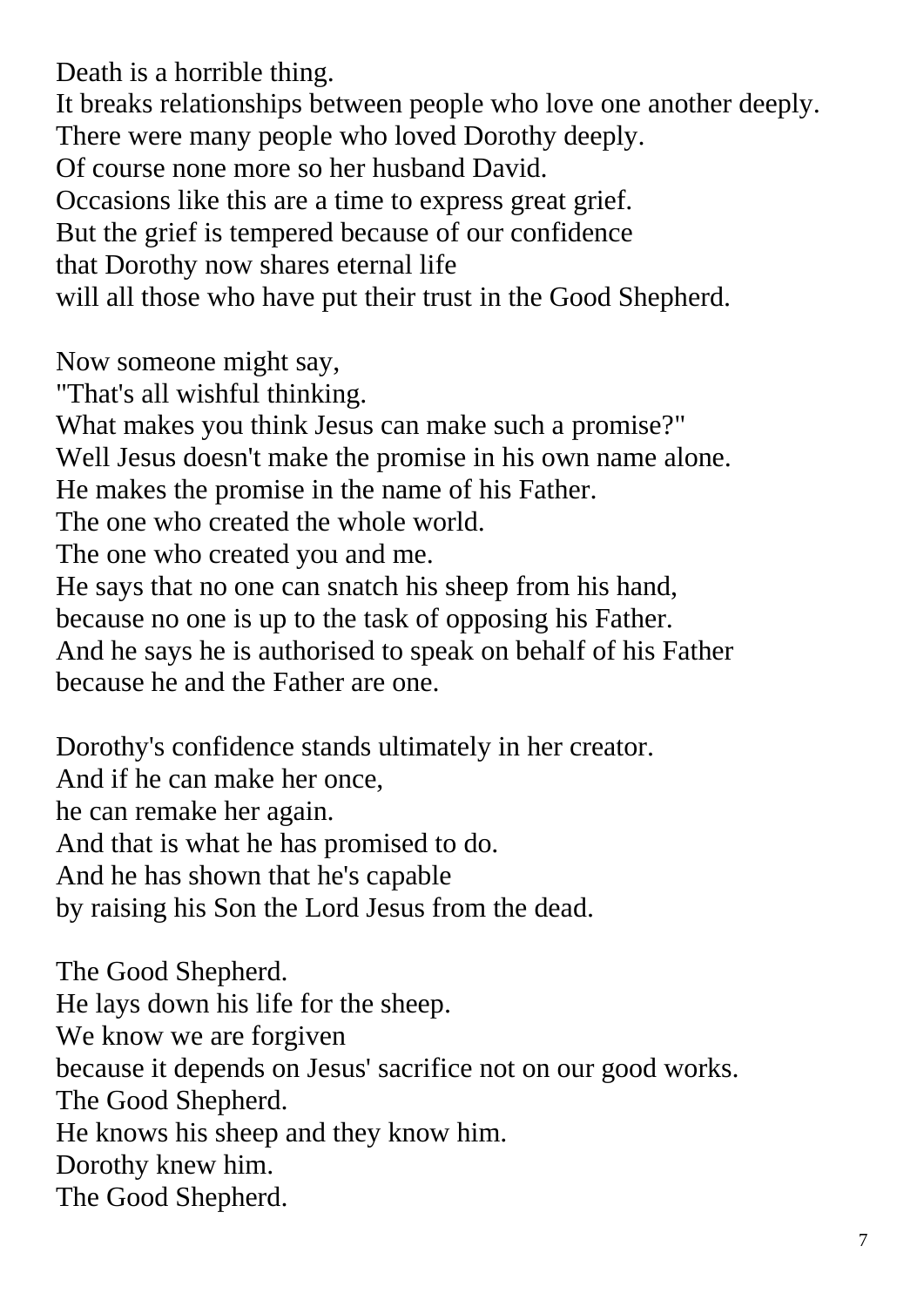Death is a horrible thing.
It breaks relationships between people who love one another deeply.
There were many people who loved Dorothy deeply.
Of course none more so her husband David.
Occasions like this are a time to express great grief.
But the grief is tempered because of our confidence
that Dorothy now shares eternal life
will all those who have put their trust in the Good Shepherd.

Now someone might say,
"That's all wishful thinking.
What makes you think Jesus can make such a promise?"
Well Jesus doesn't make the promise in his own name alone.
He makes the promise in the name of his Father.
The one who created the whole world.
The one who created you and me.
He says that no one can snatch his sheep from his hand,
because no one is up to the task of opposing his Father.
And he says he is authorised to speak on behalf of his Father
because he and the Father are one.

Dorothy's confidence stands ultimately in her creator.
And if he can make her once,
he can remake her again.
And that is what he has promised to do.
And he has shown that he's capable
by raising his Son the Lord Jesus from the dead.

The Good Shepherd.
He lays down his life for the sheep.
We know we are forgiven
because it depends on Jesus' sacrifice not on our good works.
The Good Shepherd.
He knows his sheep and they know him.
Dorothy knew him.
The Good Shepherd.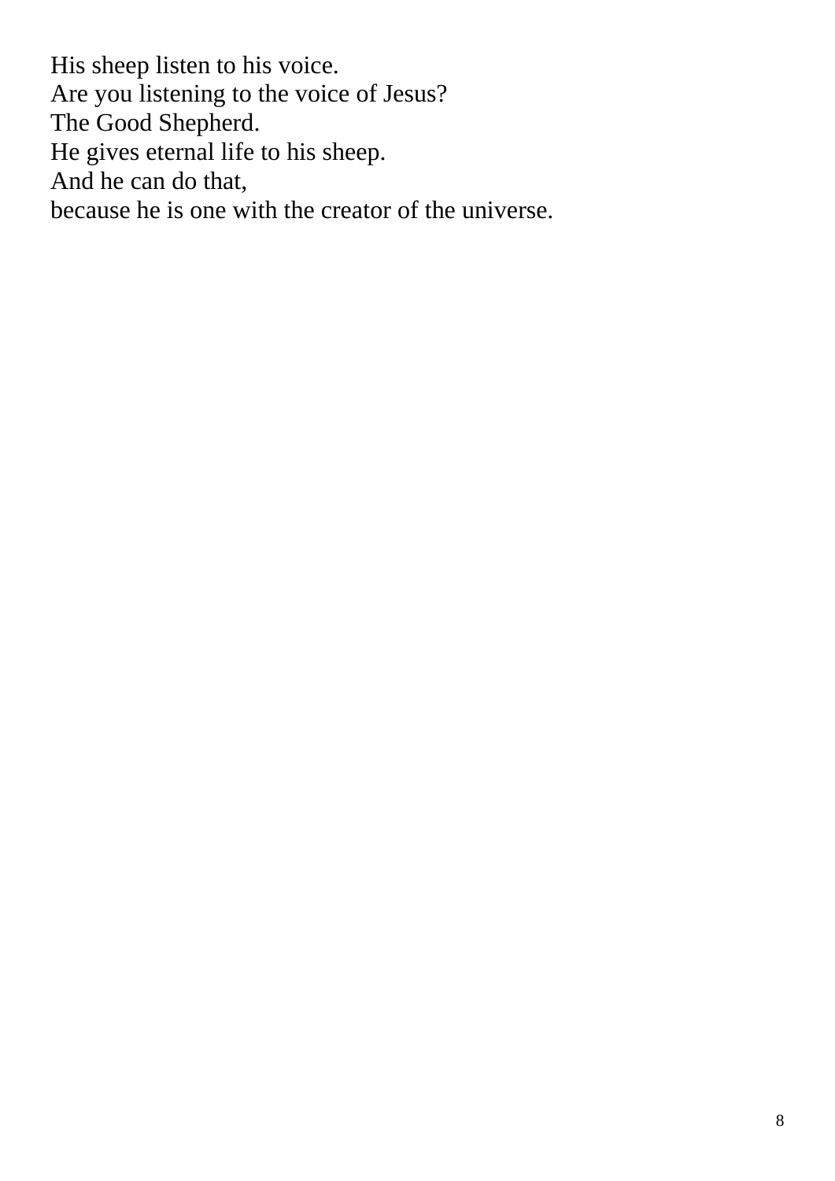His sheep listen to his voice.
Are you listening to the voice of Jesus?
The Good Shepherd.
He gives eternal life to his sheep.
And he can do that,
because he is one with the creator of the universe.